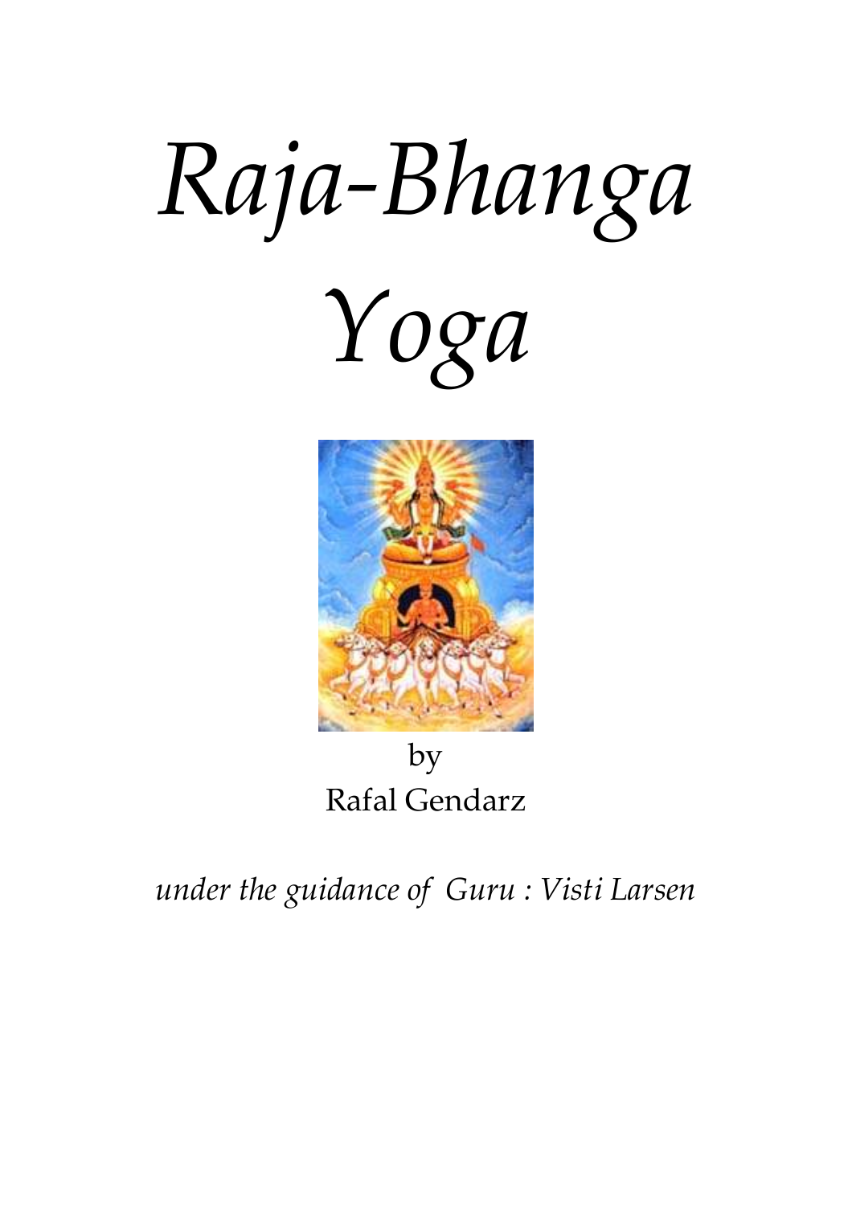# *Raja-Bhanga Yoga*

by
Rafal Gendarz

*under the guidance of Guru : Visti Larsen*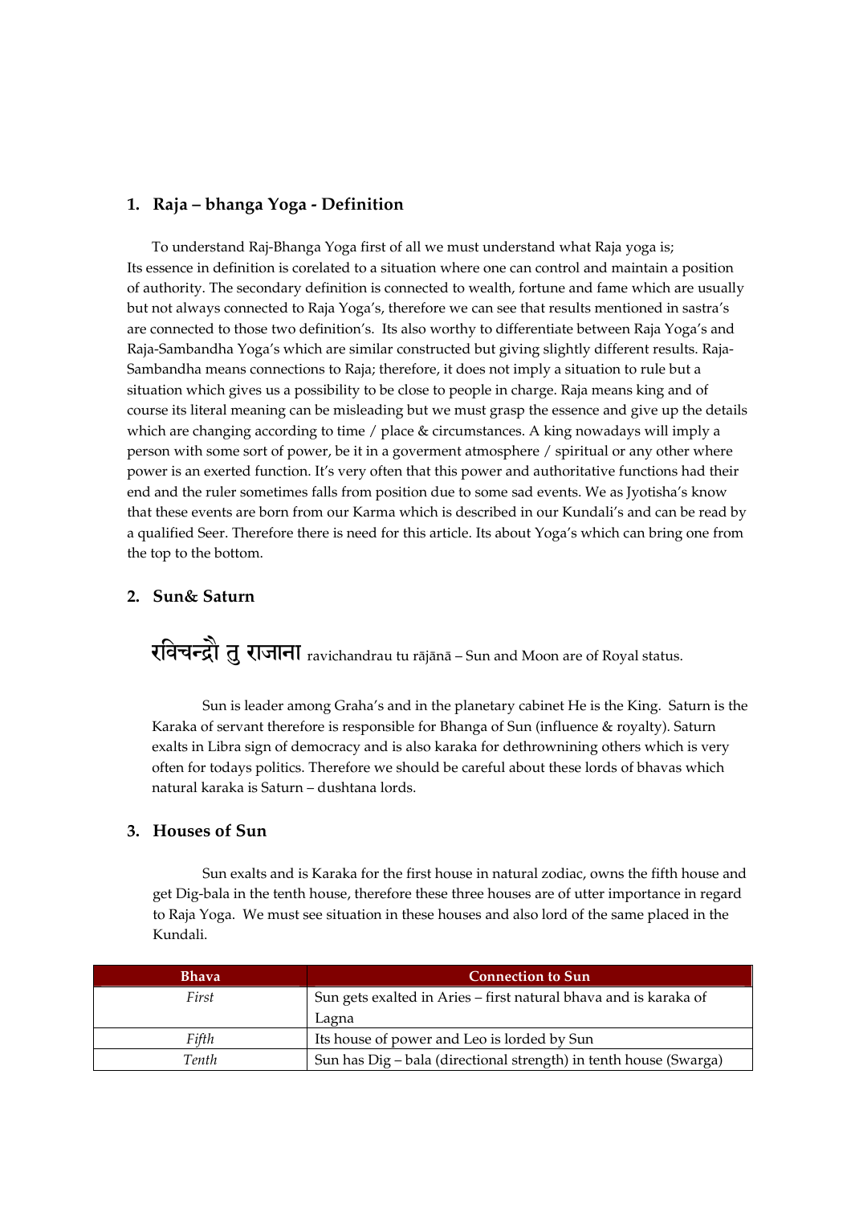## 1. Raja – bhanga Yoga - Definition

To understand Raj-Bhanga Yoga first of all we must understand what Raja yoga is; Its essence in definition is corelated to a situation where one can control and maintain a position of authority. The secondary definition is connected to wealth, fortune and fame which are usually but not always connected to Raja Yoga's, therefore we can see that results mentioned in sastra's are connected to those two definition's. Its also worthy to differentiate between Raja Yoga's and Raja-Sambandha Yoga's which are similar constructed but giving slightly different results. Raja-Sambandha means connections to Raja; therefore, it does not imply a situation to rule but a situation which gives us a possibility to be close to people in charge. Raja means king and of course its literal meaning can be misleading but we must grasp the essence and give up the details which are changing according to time / place & circumstances. A king nowadays will imply a person with some sort of power, be it in a goverment atmosphere / spiritual or any other where power is an exerted function. It's very often that this power and authoritative functions had their end and the ruler sometimes falls from position due to some sad events. We as Jyotisha's know that these events are born from our Karma which is described in our Kundali's and can be read by a qualified Seer. Therefore there is need for this article. Its about Yoga's which can bring one from the top to the bottom.

## 2. Sun& Saturn

रविचन्द्रौ तु राजाना ravichandrau tu rājānā – Sun and Moon are of Royal status.

Sun is leader among Graha's and in the planetary cabinet He is the King. Saturn is the Karaka of servant therefore is responsible for Bhanga of Sun (influence & royalty). Saturn exalts in Libra sign of democracy and is also karaka for dethrownining others which is very often for todays politics. Therefore we should be careful about these lords of bhavas which natural karaka is Saturn – dushtana lords.

## 3. Houses of Sun

Sun exalts and is Karaka for the first house in natural zodiac, owns the fifth house and get Dig-bala in the tenth house, therefore these three houses are of utter importance in regard to Raja Yoga. We must see situation in these houses and also lord of the same placed in the Kundali.

| Bhava | Connection to Sun |
|---|---|
| *First* | Sun gets exalted in Aries – first natural bhava and is karaka of Lagna |
| *Fifth* | Its house of power and Leo is lorded by Sun |
| *Tenth* | Sun has Dig – bala (directional strength) in tenth house (Swarga) |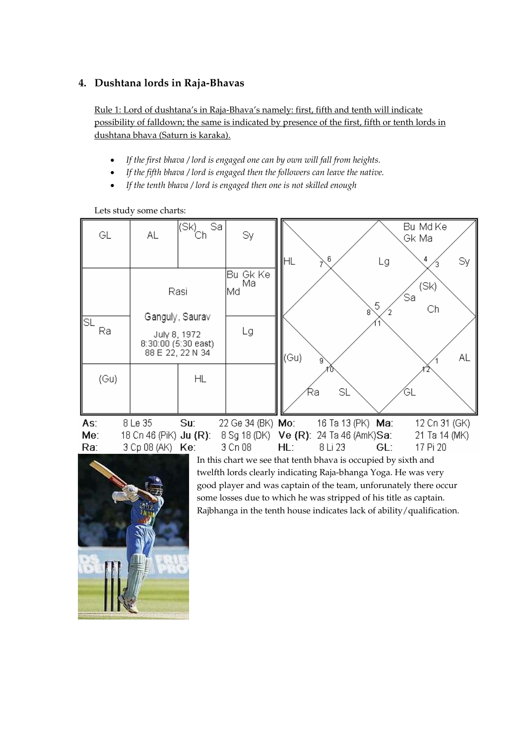## 4. Dushtana lords in Raja-Bhavas

Rule 1: Lord of dushtana's in Raja-Bhava's namely: first, fifth and tenth will indicate possibility of falldown; the same is indicated by presence of the first, fifth or tenth lords in dushtana bhava (Saturn is karaka).

- *If the first bhava / lord is engaged one can by own will fall from heights.*
- *If the fifth bhava / lord is engaged then the followers can leave the native.*
- *If the tenth bhava / lord is engaged then one is not skilled enough*

Lets study some charts:

| | | | |
|---|---|---|---|
| GL | AL | (Sk) Sa Ch | Sy |
| | Rasi | | Bu Gk Ke Ma Md |
| SL Ra | Ganguly, Saurav<br>July 8, 1972<br>8:30:00 (5:30 east)<br>88 E 22, 22 N 34 | | Lg |
| (Gu) | | HL | |

| | | | | | | | |
|---|---|---|---|---|---|---|---|
| As: | 8 Le 35 | Su: | 22 Ge 34 (BK) | Mo: | 16 Ta 13 (PK) | Ma: | 12 Cn 31 (GK) |
| Me: | 18 Cn 46 (PiK) | Ju (R): | 8 Sg 18 (DK) | Ve (R): | 24 Ta 46 (AmK) | Sa: | 21 Ta 14 (MK) |
| Ra: | 3 Cp 08 (AK) | Ke: | 3 Cn 08 | HL: | 8 Li 23 | GL: | 17 Pi 20 |

In this chart we see that tenth bhava is occupied by sixth and twelfth lords clearly indicating Raja-bhanga Yoga. He was very good player and was captain of the team, unforunately there occur some losses due to which he was stripped of his title as captain. Rajbhanga in the tenth house indicates lack of ability/qualification.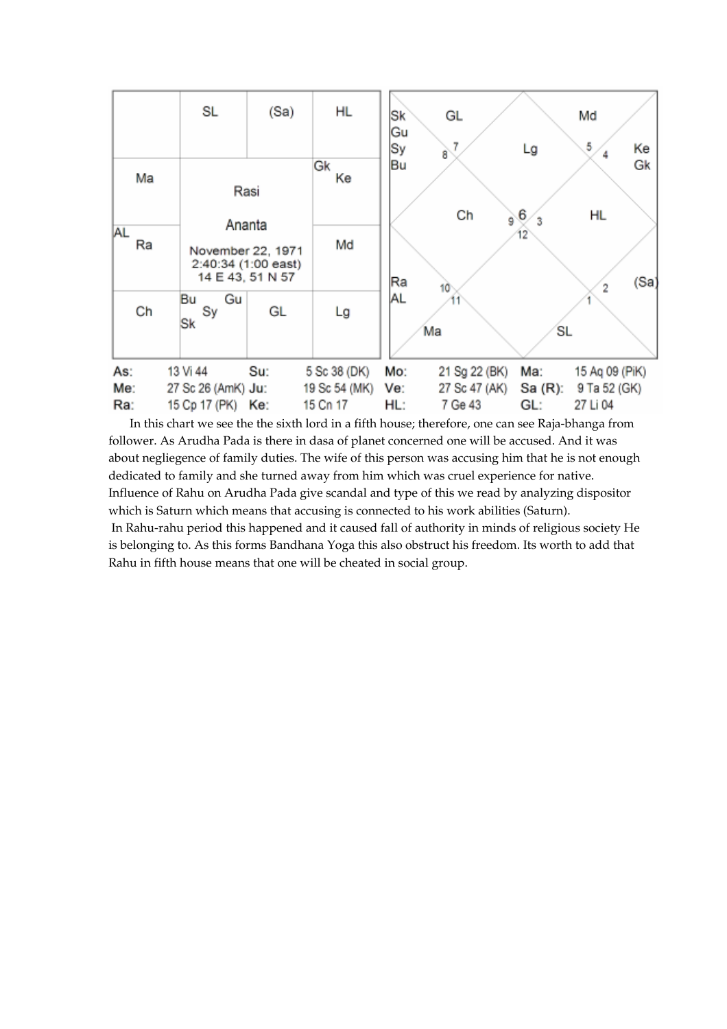| | SL | (Sa) | HL |
|---|---|---|---|
| Ma | Rasi<br>Ananta<br>November 22, 1971<br>2:40:34 (1:00 east)<br>14 E 43, 51 N 57 | | Gk Ke |
| AL Ra | | | Md |
| Ch | Bu Gu Sy Sk | GL | Lg |

| As: | 13 Vi 44 | Su: | 5 Sc 38 (DK) | Mo: | 21 Sg 22 (BK) | Ma: | 15 Aq 09 (PiK) |
|---|---|---|---|---|---|---|---|
| Me: | 27 Sc 26 (AmK) | Ju: | 19 Sc 54 (MK) | Ve: | 27 Sc 47 (AK) | Sa (R): | 9 Ta 52 (GK) |
| Ra: | 15 Cp 17 (PK) | Ke: | 15 Cn 17 | HL: | 7 Ge 43 | GL: | 27 Li 04 |

In this chart we see the the sixth lord in a fifth house; therefore, one can see Raja-bhanga from follower. As Arudha Pada is there in dasa of planet concerned one will be accused. And it was about negliegence of family duties. The wife of this person was accusing him that he is not enough dedicated to family and she turned away from him which was cruel experience for native. Influence of Rahu on Arudha Pada give scandal and type of this we read by analyzing dispositor which is Saturn which means that accusing is connected to his work abilities (Saturn).

In Rahu-rahu period this happened and it caused fall of authority in minds of religious society He is belonging to. As this forms Bandhana Yoga this also obstruct his freedom. Its worth to add that Rahu in fifth house means that one will be cheated in social group.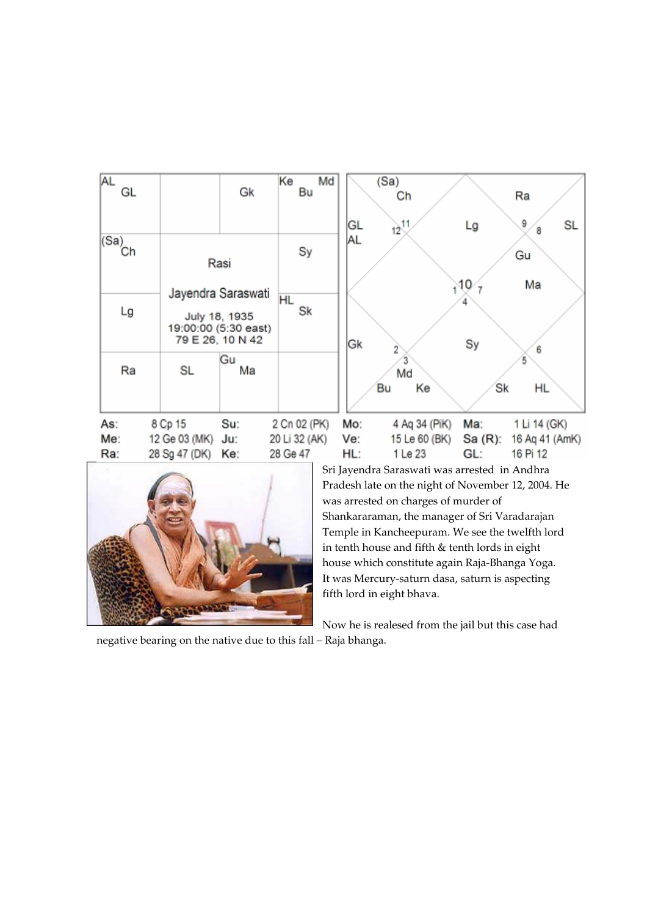| AL GL | | Gk | Ke Md Bu |
|---|---|---|---|
| (Sa) Ch | Rasi | | Sy |
| Lg | Jayendra Saraswati July 18, 1935 19:00:00 (5:30 east) 79 E 26, 10 N 42 | | HL Sk |
| Ra | SL | Gu Ma | |

| | | | | | | | |
|---|---|---|---|---|---|---|---|
| As: | 8 Cp 15 | Su: | 2 Cn 02 (PK) | Mo: | 4 Aq 34 (PiK) | Ma: | 1 Li 14 (GK) |
| Me: | 12 Ge 03 (MK) | Ju: | 20 Li 32 (AK) | Ve: | 15 Le 60 (BK) | Sa (R): | 16 Aq 41 (AmK) |
| Ra: | 28 Sg 47 (DK) | Ke: | 28 Ge 47 | HL: | 1 Le 23 | GL: | 16 Pi 12 |

Sri Jayendra Saraswati was arrested in Andhra Pradesh late on the night of November 12, 2004. He was arrested on charges of murder of Shankararaman, the manager of Sri Varadarajan Temple in Kancheepuram. We see the twelfth lord in tenth house and fifth & tenth lords in eight house which constitute again Raja-Bhanga Yoga. It was Mercury-saturn dasa, saturn is aspecting fifth lord in eight bhava.

Now he is realesed from the jail but this case had negative bearing on the native due to this fall – Raja bhanga.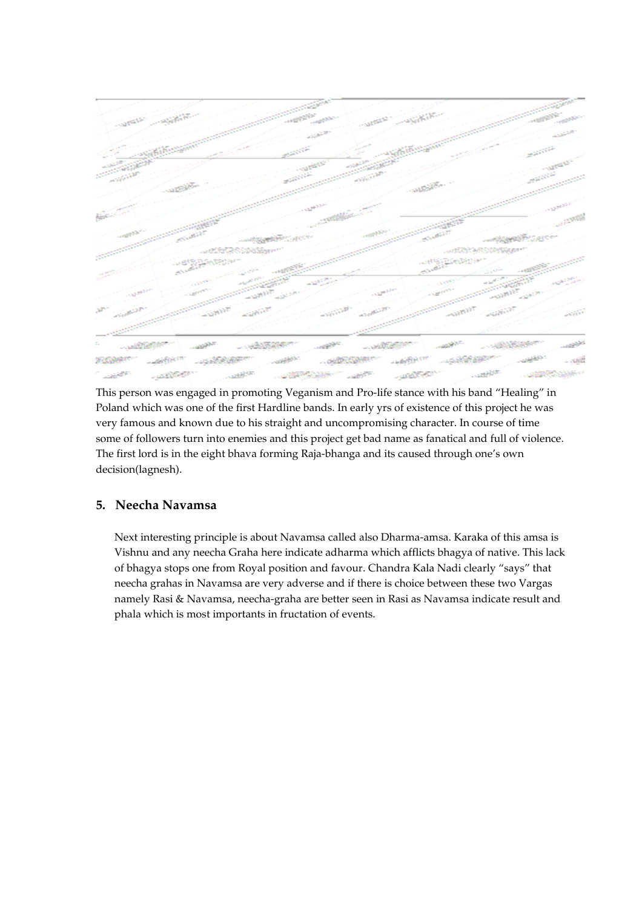This person was engaged in promoting Veganism and Pro-life stance with his band "Healing" in Poland which was one of the first Hardline bands. In early yrs of existence of this project he was very famous and known due to his straight and uncompromising character. In course of time some of followers turn into enemies and this project get bad name as fanatical and full of violence. The first lord is in the eight bhava forming Raja-bhanga and its caused through one's own decision(lagnesh).

## 5. Neecha Navamsa

Next interesting principle is about Navamsa called also Dharma-amsa. Karaka of this amsa is Vishnu and any neecha Graha here indicate adharma which afflicts bhagya of native. This lack of bhagya stops one from Royal position and favour. Chandra Kala Nadi clearly "says" that neecha grahas in Navamsa are very adverse and if there is choice between these two Vargas namely Rasi & Navamsa, neecha-graha are better seen in Rasi as Navamsa indicate result and phala which is most importants in fructation of events.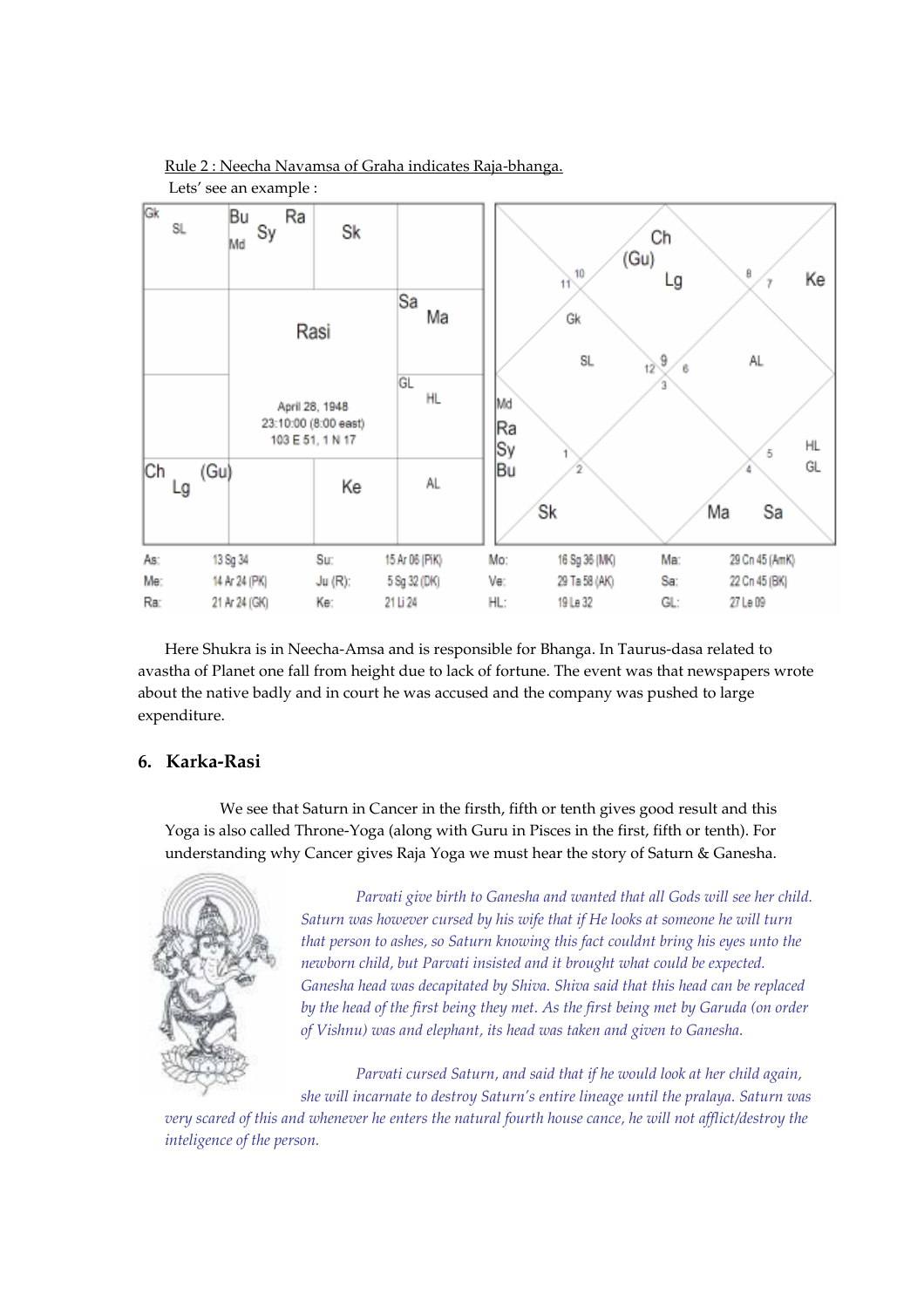Rule 2 : Neecha Navamsa of Graha indicates Raja-bhanga.

Lets' see an example :

| | | | |
|---|---|---|---|
| Gk SL | Bu Sy Ra Md | Sk | |
| | Rasi | | Sa Ma |
| | April 28, 1948 23:10:00 (8:00 east) 103 E 51, 1 N 17 | | GL HL |
| Ch Lg (Gu) | | Ke | AL |

| | | | | | | | |
|---|---|---|---|---|---|---|---|
| As: | 13 Sg 34 | Su: | 15 Ar 06 (PiK) | Mo: | 16 Sg 36 (MK) | Ma: | 29 Cn 45 (AmK) |
| Me: | 14 Ar 24 (PK) | Ju (R): | 5 Sg 32 (DK) | Ve: | 29 Ta 58 (AK) | Sa: | 22 Cn 45 (BK) |
| Ra: | 21 Ar 24 (GK) | Ke: | 21 Li 24 | HL: | 19 Le 32 | GL: | 27 Le 09 |

Here Shukra is in Neecha-Amsa and is responsible for Bhanga. In Taurus-dasa related to avastha of Planet one fall from height due to lack of fortune. The event was that newspapers wrote about the native badly and in court he was accused and the company was pushed to large expenditure.

## 6. Karka-Rasi

We see that Saturn in Cancer in the firsth, fifth or tenth gives good result and this Yoga is also called Throne-Yoga (along with Guru in Pisces in the first, fifth or tenth). For understanding why Cancer gives Raja Yoga we must hear the story of Saturn & Ganesha.

*Parvati give birth to Ganesha and wanted that all Gods will see her child. Saturn was however cursed by his wife that if He looks at someone he will turn that person to ashes, so Saturn knowing this fact couldnt bring his eyes unto the newborn child, but Parvati insisted and it brought what could be expected. Ganesha head was decapitated by Shiva. Shiva said that this head can be replaced by the head of the first being they met. As the first being met by Garuda (on order of Vishnu) was and elephant, its head was taken and given to Ganesha.*

*Parvati cursed Saturn, and said that if he would look at her child again, she will incarnate to destroy Saturn's entire lineage until the pralaya. Saturn was very scared of this and whenever he enters the natural fourth house cance, he will not afflict/destroy the inteligence of the person.*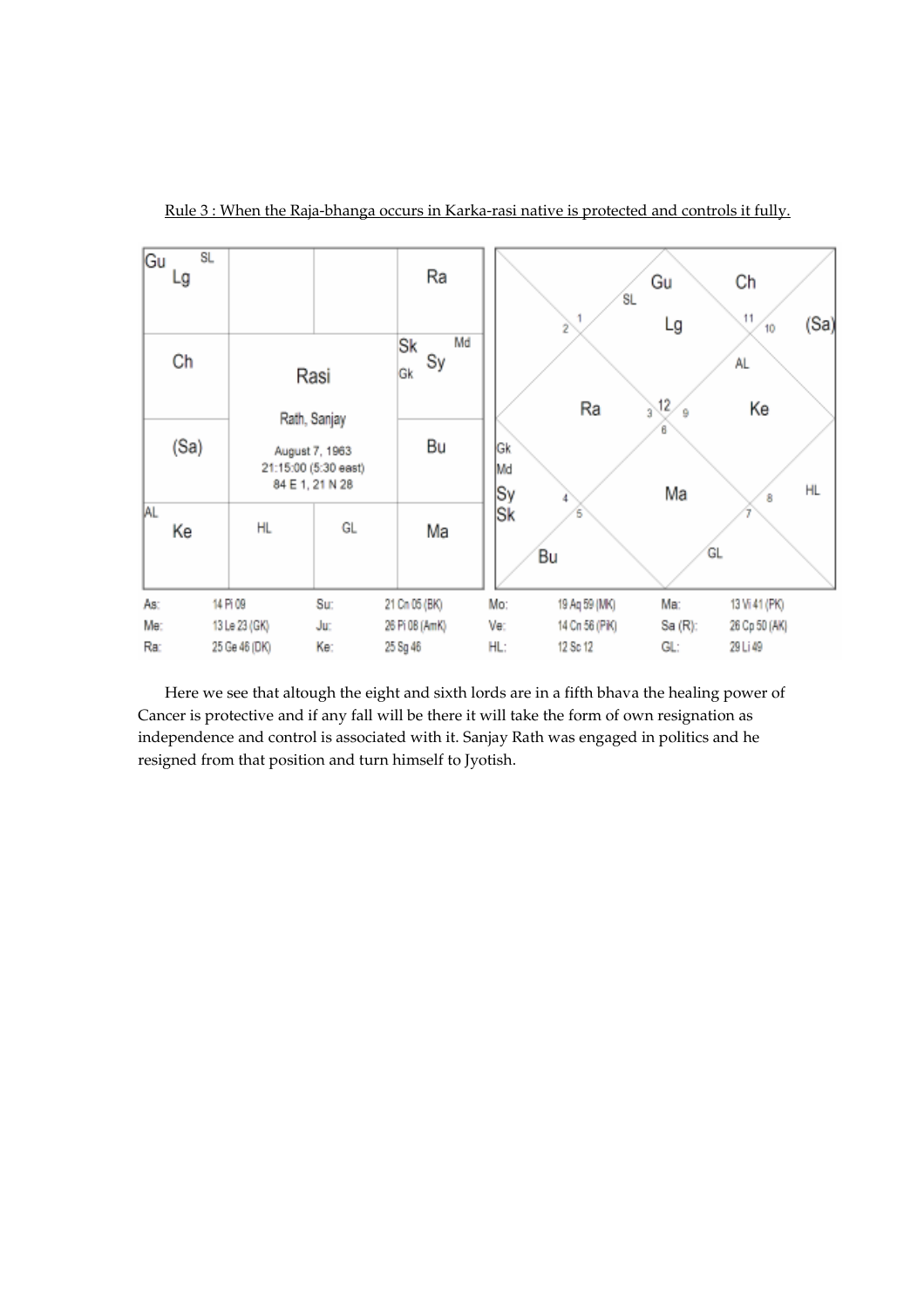Rule 3 : When the Raja-bhanga occurs in Karka-rasi native is protected and controls it fully.

| Gu SL Lg | | | Ra |
|---|---|---|---|
| Ch | Rasi | | Sk Md Sy Gk |
| (Sa) | Rath, Sanjay<br>August 7, 1963<br>21:15:00 (5:30 east)<br>84 E 1, 21 N 28 | | Bu |
| AL Ke | HL | GL | Ma |

| | | | | | | | |
|---|---|---|---|---|---|---|---|
| As: | 14 Pi 09 | Su: | 21 Cn 05 (BK) | Mo: | 19 Aq 59 (MK) | Ma: | 13 Vi 41 (PK) |
| Me: | 13 Le 23 (GK) | Ju: | 26 Pi 08 (AmK) | Ve: | 14 Cn 56 (PiK) | Sa (R): | 26 Cp 50 (AK) |
| Ra: | 25 Ge 46 (DK) | Ke: | 25 Sg 46 | HL: | 12 Sc 12 | GL: | 29 Li 49 |

Here we see that altough the eight and sixth lords are in a fifth bhava the healing power of Cancer is protective and if any fall will be there it will take the form of own resignation as independence and control is associated with it. Sanjay Rath was engaged in politics and he resigned from that position and turn himself to Jyotish.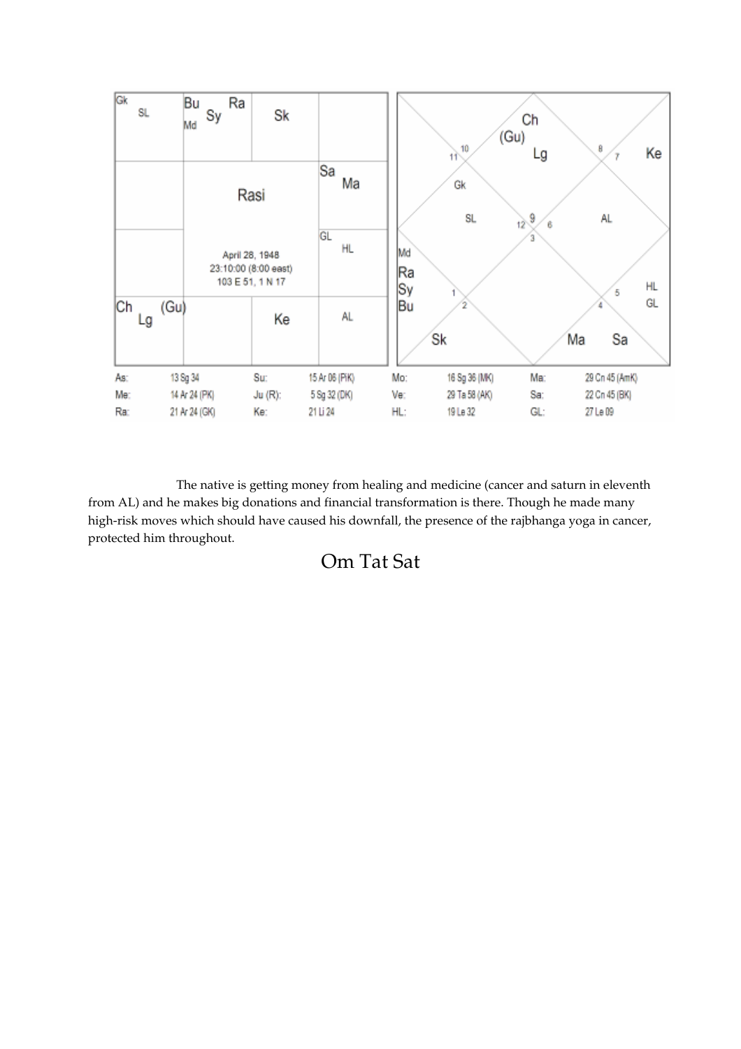Rasi

April 28, 1948
23:10:00 (8:00 east)
103 E 51, 1 N 17

| | | | | | | | |
|---|---|---|---|---|---|---|---|
| As: | 13 Sg 34 | Su: | 15 Ar 06 (PiK) | Mo: | 16 Sg 36 (MK) | Ma: | 29 Cn 45 (AmK) |
| Me: | 14 Ar 24 (PK) | Ju (R): | 5 Sg 32 (DK) | Ve: | 29 Ta 58 (AK) | Sa: | 22 Cn 45 (BK) |
| Ra: | 21 Ar 24 (GK) | Ke: | 21 Li 24 | HL: | 19 Le 32 | GL: | 27 Le 09 |

The native is getting money from healing and medicine (cancer and saturn in eleventh from AL) and he makes big donations and financial transformation is there. Though he made many high-risk moves which should have caused his downfall, the presence of the rajbhanga yoga in cancer, protected him throughout.

Om Tat Sat